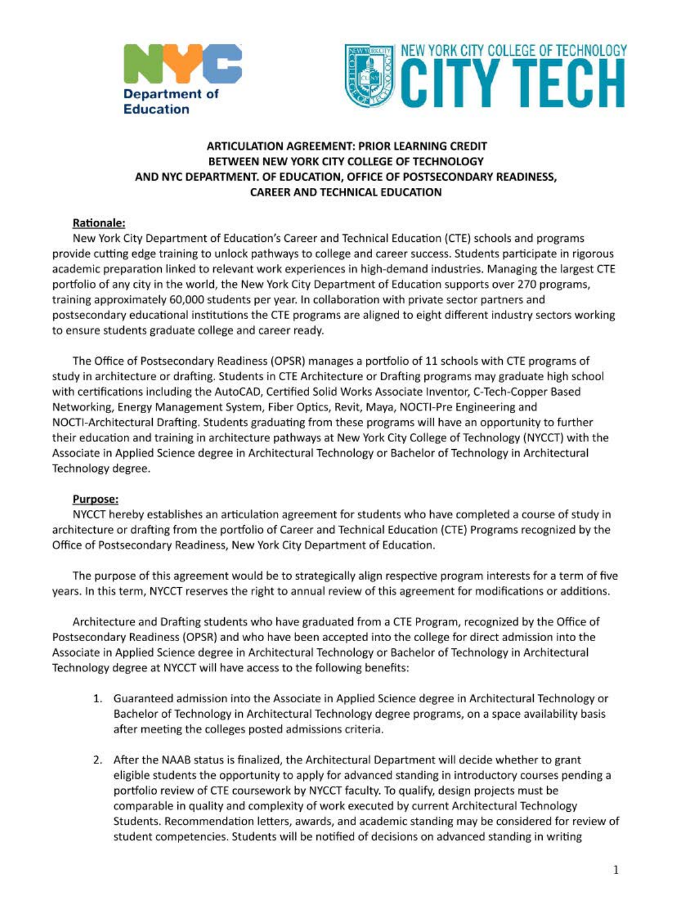**ARTICULATION AGREEMENT: PRIOR LEARNING CREDIT BETWEEN NEW YORK CITY COLLEGE OF TECHNOLOGY AND NYC DEPARTMENT. OF EDUCATION, OFFICE OF POSTSECONDARY READINESS, CAREER AND TECHNICAL EDUCATION**

**Rationale:**

New York City Department of Education's Career and Technical Education (CTE) schools and programs provide cutting edge training to unlock pathways to college and career success. Students participate in rigorous academic preparation linked to relevant work experiences in high-demand industries. Managing the largest CTE portfolio of any city in the world, the New York City Department of Education supports over 270 programs, training approximately 60,000 students per year. In collaboration with private sector partners and postsecondary educational institutions the CTE programs are aligned to eight different industry sectors working to ensure students graduate college and career ready.

The Office of Postsecondary Readiness (OPSR) manages a portfolio of 11 schools with CTE programs of study in architecture or drafting. Students in CTE Architecture or Drafting programs may graduate high school with certifications including the AutoCAD, Certified Solid Works Associate Inventor, C-Tech-Copper Based Networking, Energy Management System, Fiber Optics, Revit, Maya, NOCTI-Pre Engineering and NOCTI-Architectural Drafting. Students graduating from these programs will have an opportunity to further their education and training in architecture pathways at New York City College of Technology (NYCCT) with the Associate in Applied Science degree in Architectural Technology or Bachelor of Technology in Architectural Technology degree.

**Purpose:**

NYCCT hereby establishes an articulation agreement for students who have completed a course of study in architecture or drafting from the portfolio of Career and Technical Education (CTE) Programs recognized by the Office of Postsecondary Readiness, New York City Department of Education.

The purpose of this agreement would be to strategically align respective program interests for a term of five years. In this term, NYCCT reserves the right to annual review of this agreement for modifications or additions.

Architecture and Drafting students who have graduated from a CTE Program, recognized by the Office of Postsecondary Readiness (OPSR) and who have been accepted into the college for direct admission into the Associate in Applied Science degree in Architectural Technology or Bachelor of Technology in Architectural Technology degree at NYCCT will have access to the following benefits:

1. Guaranteed admission into the Associate in Applied Science degree in Architectural Technology or Bachelor of Technology in Architectural Technology degree programs, on a space availability basis after meeting the colleges posted admissions criteria.
2. After the NAAB status is finalized, the Architectural Department will decide whether to grant eligible students the opportunity to apply for advanced standing in introductory courses pending a portfolio review of CTE coursework by NYCCT faculty. To qualify, design projects must be comparable in quality and complexity of work executed by current Architectural Technology Students. Recommendation letters, awards, and academic standing may be considered for review of student competencies. Students will be notified of decisions on advanced standing in writing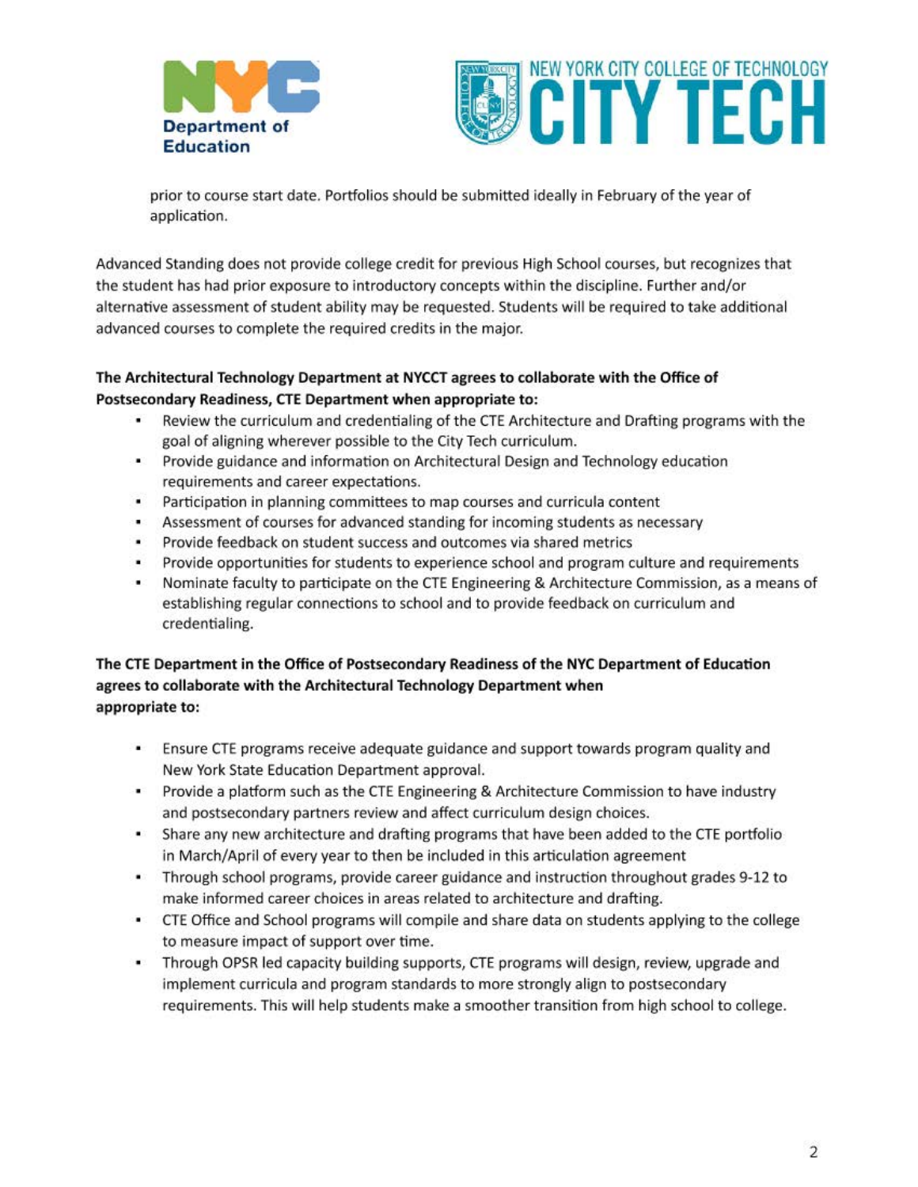prior to course start date. Portfolios should be submitted ideally in February of the year of application.

Advanced Standing does not provide college credit for previous High School courses, but recognizes that the student has had prior exposure to introductory concepts within the discipline. Further and/or alternative assessment of student ability may be requested. Students will be required to take additional advanced courses to complete the required credits in the major.

**The Architectural Technology Department at NYCCT agrees to collaborate with the Office of Postsecondary Readiness, CTE Department when appropriate to:**

- Review the curriculum and credentialing of the CTE Architecture and Drafting programs with the goal of aligning wherever possible to the City Tech curriculum.
- Provide guidance and information on Architectural Design and Technology education requirements and career expectations.
- Participation in planning committees to map courses and curricula content
- Assessment of courses for advanced standing for incoming students as necessary
- Provide feedback on student success and outcomes via shared metrics
- Provide opportunities for students to experience school and program culture and requirements
- Nominate faculty to participate on the CTE Engineering & Architecture Commission, as a means of establishing regular connections to school and to provide feedback on curriculum and credentialing.

**The CTE Department in the Office of Postsecondary Readiness of the NYC Department of Education agrees to collaborate with the Architectural Technology Department when appropriate to:**

- Ensure CTE programs receive adequate guidance and support towards program quality and New York State Education Department approval.
- Provide a platform such as the CTE Engineering & Architecture Commission to have industry and postsecondary partners review and affect curriculum design choices.
- Share any new architecture and drafting programs that have been added to the CTE portfolio in March/April of every year to then be included in this articulation agreement
- Through school programs, provide career guidance and instruction throughout grades 9-12 to make informed career choices in areas related to architecture and drafting.
- CTE Office and School programs will compile and share data on students applying to the college to measure impact of support over time.
- Through OPSR led capacity building supports, CTE programs will design, review, upgrade and implement curricula and program standards to more strongly align to postsecondary requirements. This will help students make a smoother transition from high school to college.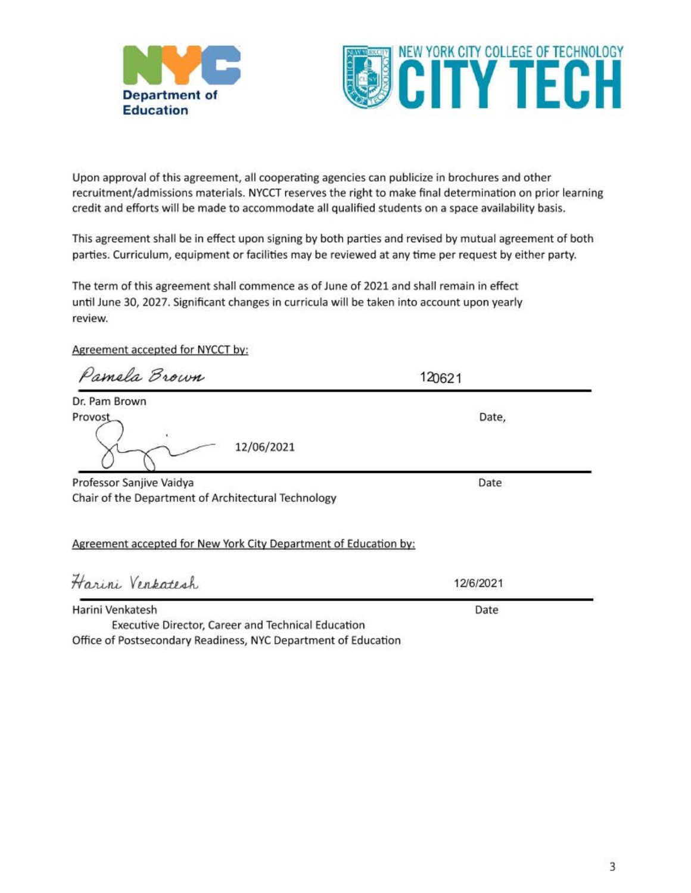Upon approval of this agreement, all cooperating agencies can publicize in brochures and other recruitment/admissions materials. NYCCT reserves the right to make final determination on prior learning credit and efforts will be made to accommodate all qualified students on a space availability basis.

This agreement shall be in effect upon signing by both parties and revised by mutual agreement of both parties. Curriculum, equipment or facilities may be reviewed at any time per request by either party.

The term of this agreement shall commence as of June of 2021 and shall remain in effect until June 30, 2027. Significant changes in curricula will be taken into account upon yearly review.

Agreement accepted for NYCCT by:

*Pamela Brown* 120621

Dr. Pam Brown
Provost Date,

12/06/2021

Professor Sanjive Vaidya Date
Chair of the Department of Architectural Technology

Agreement accepted for New York City Department of Education by:

*Harini Venkatesh* 12/6/2021

Harini Venkatesh Date
Executive Director, Career and Technical Education
Office of Postsecondary Readiness, NYC Department of Education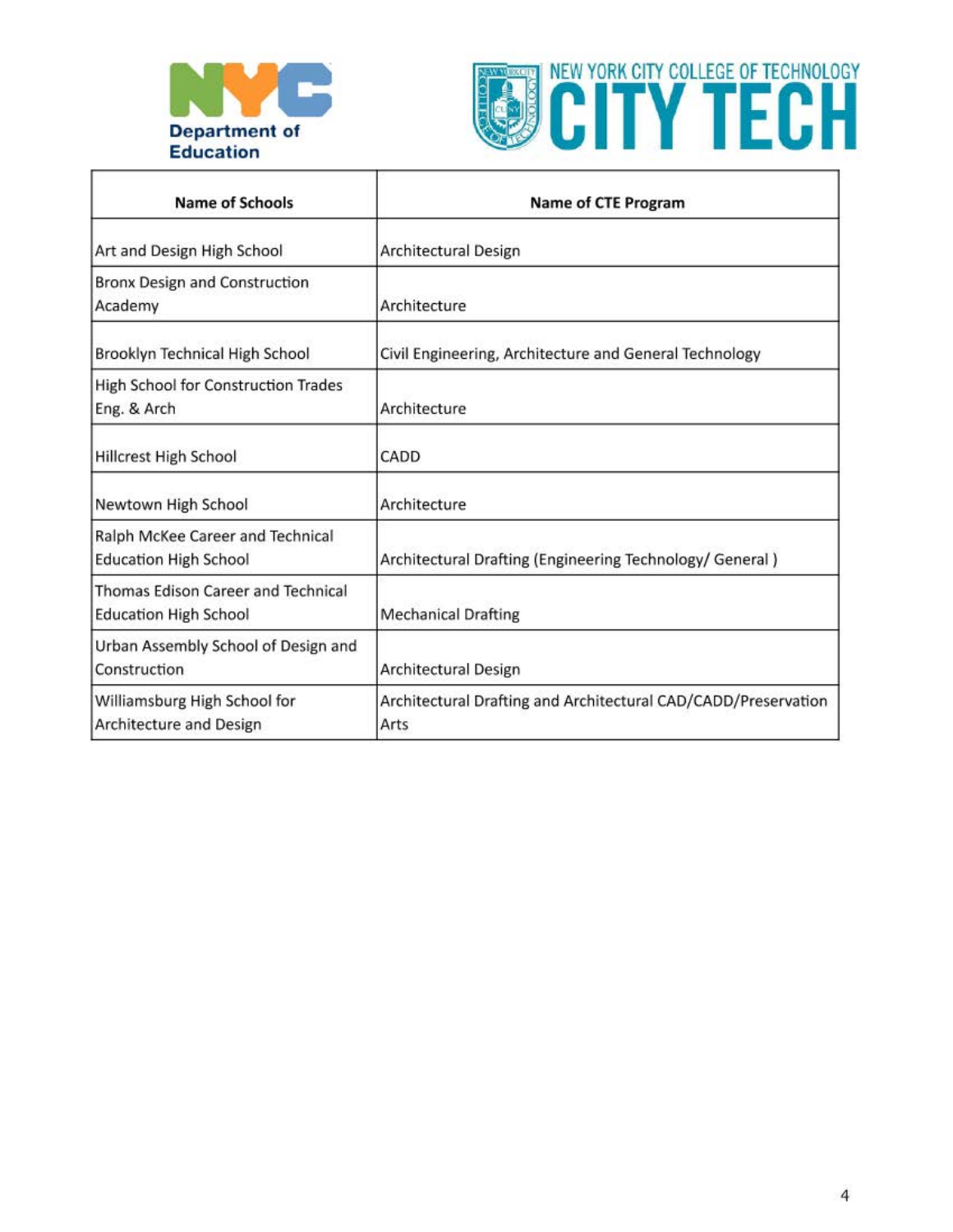| Name of Schools | Name of CTE Program |
|---|---|
| Art and Design High School | Architectural Design |
| Bronx Design and Construction Academy | Architecture |
| Brooklyn Technical High School | Civil Engineering, Architecture and General Technology |
| High School for Construction Trades Eng. & Arch | Architecture |
| Hillcrest High School | CADD |
| Newtown High School | Architecture |
| Ralph McKee Career and Technical Education High School | Architectural Drafting (Engineering Technology/ General ) |
| Thomas Edison Career and Technical Education High School | Mechanical Drafting |
| Urban Assembly School of Design and Construction | Architectural Design |
| Williamsburg High School for Architecture and Design | Architectural Drafting and Architectural CAD/CADD/Preservation Arts |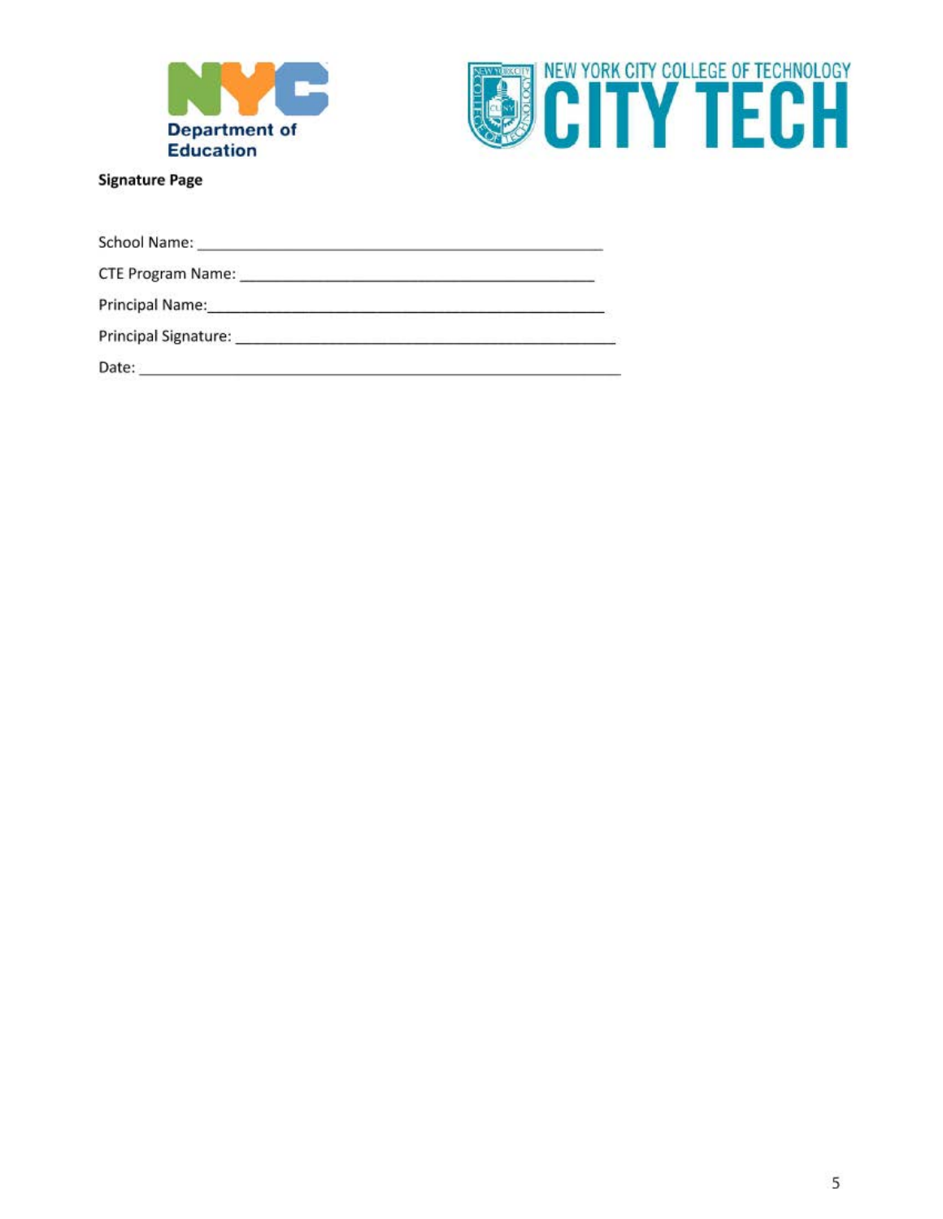**Signature Page**

School Name: \_\_\_\_\_\_\_\_\_\_\_\_\_\_\_\_\_\_\_\_\_\_\_\_\_\_\_\_\_\_\_\_\_\_\_\_\_\_\_\_\_\_\_\_

CTE Program Name: \_\_\_\_\_\_\_\_\_\_\_\_\_\_\_\_\_\_\_\_\_\_\_\_\_\_\_\_\_\_\_\_\_\_\_\_\_\_\_\_

Principal Name:\_\_\_\_\_\_\_\_\_\_\_\_\_\_\_\_\_\_\_\_\_\_\_\_\_\_\_\_\_\_\_\_\_\_\_\_\_\_\_\_\_\_\_\_

Principal Signature: \_\_\_\_\_\_\_\_\_\_\_\_\_\_\_\_\_\_\_\_\_\_\_\_\_\_\_\_\_\_\_\_\_\_\_\_\_\_\_\_\_

Date: \_\_\_\_\_\_\_\_\_\_\_\_\_\_\_\_\_\_\_\_\_\_\_\_\_\_\_\_\_\_\_\_\_\_\_\_\_\_\_\_\_\_\_\_\_\_\_\_\_\_\_\_